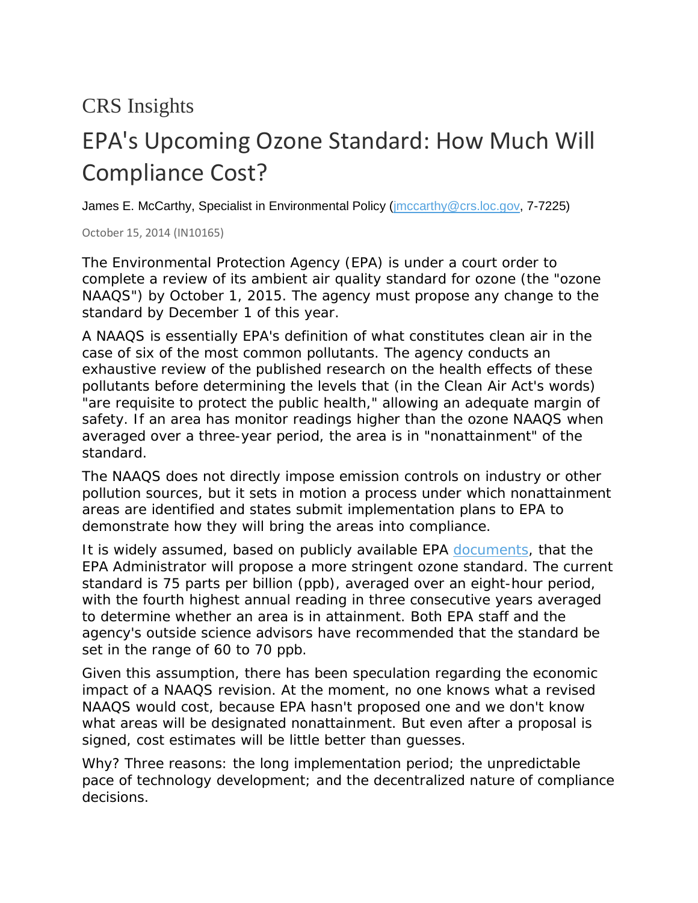CRS Insights

# EPA's Upcoming Ozone Standard: How Much Will Compliance Cost?

James E. McCarthy, Specialist in Environmental Policy (jmccarthy@crs.loc.gov, 7-7225)

October 15, 2014 (IN10165)

The Environmental Protection Agency (EPA) is under a court order to complete a review of its ambient air quality standard for ozone (the "ozone NAAQS") by October 1, 2015. The agency must propose any change to the standard by December 1 of this year.

A NAAQS is essentially EPA's definition of what constitutes clean air in the case of six of the most common pollutants. The agency conducts an exhaustive review of the published research on the health effects of these pollutants before determining the levels that (in the Clean Air Act's words) "are requisite to protect the public health," allowing an adequate margin of safety. If an area has monitor readings higher than the ozone NAAQS when averaged over a three-year period, the area is in "nonattainment" of the standard.

The NAAQS does not directly impose emission controls on industry or other pollution sources, but it sets in motion a process under which nonattainment areas are identified and states submit implementation plans to EPA to demonstrate how they will bring the areas into compliance.

It is widely assumed, based on publicly available EPA documents, that the EPA Administrator will propose a more stringent ozone standard. The current standard is 75 parts per billion (ppb), averaged over an eight-hour period, with the fourth highest annual reading in three consecutive years averaged to determine whether an area is in attainment. Both EPA staff and the agency's outside science advisors have recommended that the standard be set in the range of 60 to 70 ppb.

Given this assumption, there has been speculation regarding the economic impact of a NAAQS revision. At the moment, no one knows what a revised NAAQS would cost, because EPA hasn't proposed one and we don't know what areas will be designated nonattainment. But even after a proposal is signed, cost estimates will be little better than guesses.

Why? Three reasons: the long implementation period; the unpredictable pace of technology development; and the decentralized nature of compliance decisions.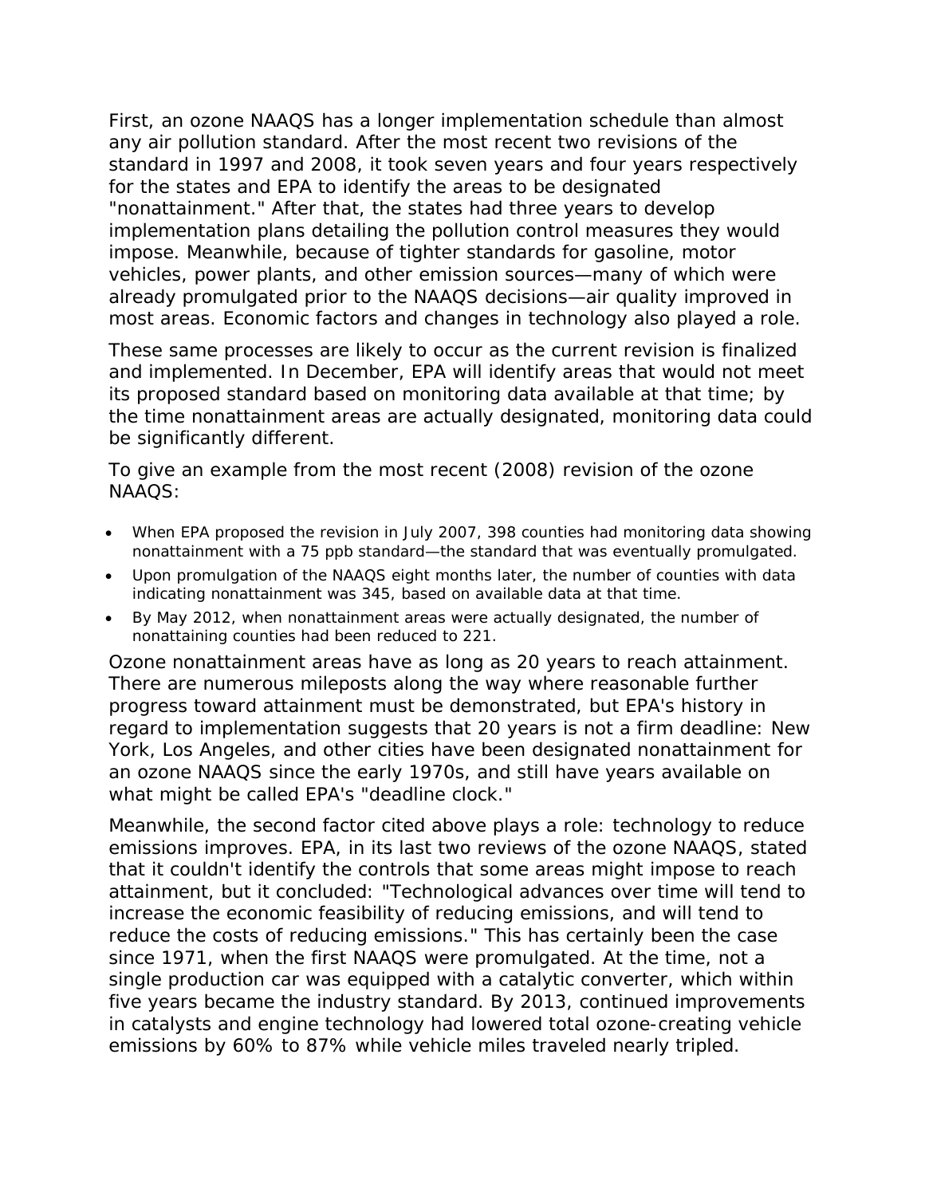First, an ozone NAAQS has a longer implementation schedule than almost any air pollution standard. After the most recent two revisions of the standard in 1997 and 2008, it took seven years and four years respectively for the states and EPA to identify the areas to be designated "nonattainment." After that, the states had three years to develop implementation plans detailing the pollution control measures they would impose. Meanwhile, because of tighter standards for gasoline, motor vehicles, power plants, and other emission sources—many of which were already promulgated prior to the NAAQS decisions—air quality improved in most areas. Economic factors and changes in technology also played a role.

These same processes are likely to occur as the current revision is finalized and implemented. In December, EPA will identify areas that would not meet its proposed standard based on monitoring data available at that time; by the time nonattainment areas are actually designated, monitoring data could be significantly different.

To give an example from the most recent (2008) revision of the ozone NAAQS:

- When EPA proposed the revision in July 2007, 398 counties had monitoring data showing nonattainment with a 75 ppb standard—the standard that was eventually promulgated.
- Upon promulgation of the NAAQS eight months later, the number of counties with data indicating nonattainment was 345, based on available data at that time.
- By May 2012, when nonattainment areas were actually designated, the number of nonattaining counties had been reduced to 221.

Ozone nonattainment areas have as long as 20 years to reach attainment. There are numerous mileposts along the way where reasonable further progress toward attainment must be demonstrated, but EPA's history in regard to implementation suggests that 20 years is not a firm deadline: New York, Los Angeles, and other cities have been designated nonattainment for an ozone NAAQS since the early 1970s, and still have years available on what might be called EPA's "deadline clock."

Meanwhile, the second factor cited above plays a role: technology to reduce emissions improves. EPA, in its last two reviews of the ozone NAAQS, stated that it couldn't identify the controls that some areas might impose to reach attainment, but it concluded: "Technological advances over time will tend to increase the economic feasibility of reducing emissions, and will tend to reduce the costs of reducing emissions." This has certainly been the case since 1971, when the first NAAQS were promulgated. At the time, not a single production car was equipped with a catalytic converter, which within five years became the industry standard. By 2013, continued improvements in catalysts and engine technology had lowered total ozone-creating vehicle emissions by 60% to 87% while vehicle miles traveled nearly tripled.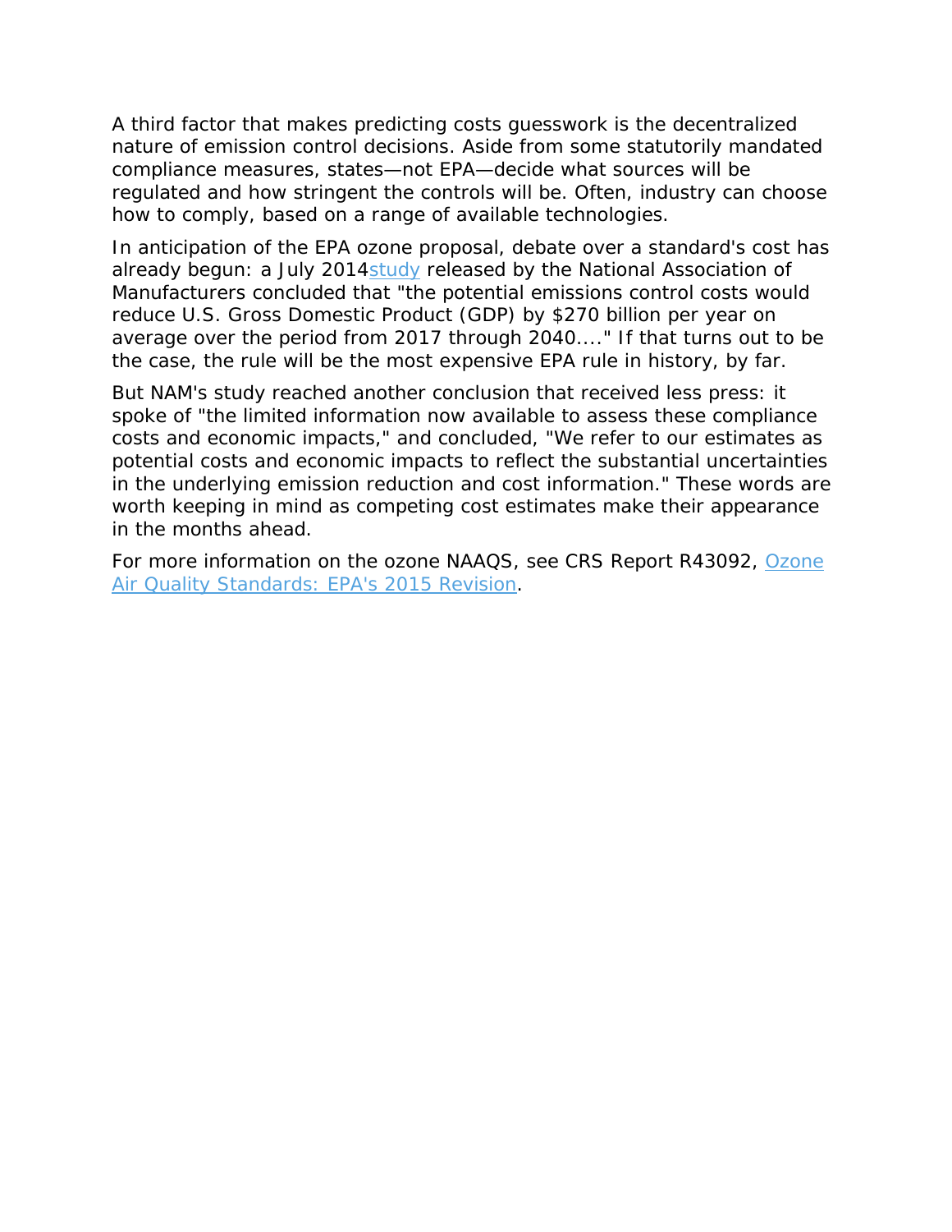A third factor that makes predicting costs guesswork is the decentralized nature of emission control decisions. Aside from some statutorily mandated compliance measures, states—not EPA—decide what sources will be regulated and how stringent the controls will be. Often, industry can choose how to comply, based on a range of available technologies.

In anticipation of the EPA ozone proposal, debate over a standard's cost has already begun: a July 2014study released by the National Association of Manufacturers concluded that "the potential emissions control costs would reduce U.S. Gross Domestic Product (GDP) by $270 billion per year on average over the period from 2017 through 2040...." If that turns out to be the case, the rule will be the most expensive EPA rule in history, by far.

But NAM's study reached another conclusion that received less press: it spoke of "the limited information now available to assess these compliance costs and economic impacts," and concluded, "We refer to our estimates as potential costs and economic impacts to reflect the substantial uncertainties in the underlying emission reduction and cost information." These words are worth keeping in mind as competing cost estimates make their appearance in the months ahead.

For more information on the ozone NAAQS, see CRS Report R43092, Ozone Air Quality Standards: EPA's 2015 Revision.